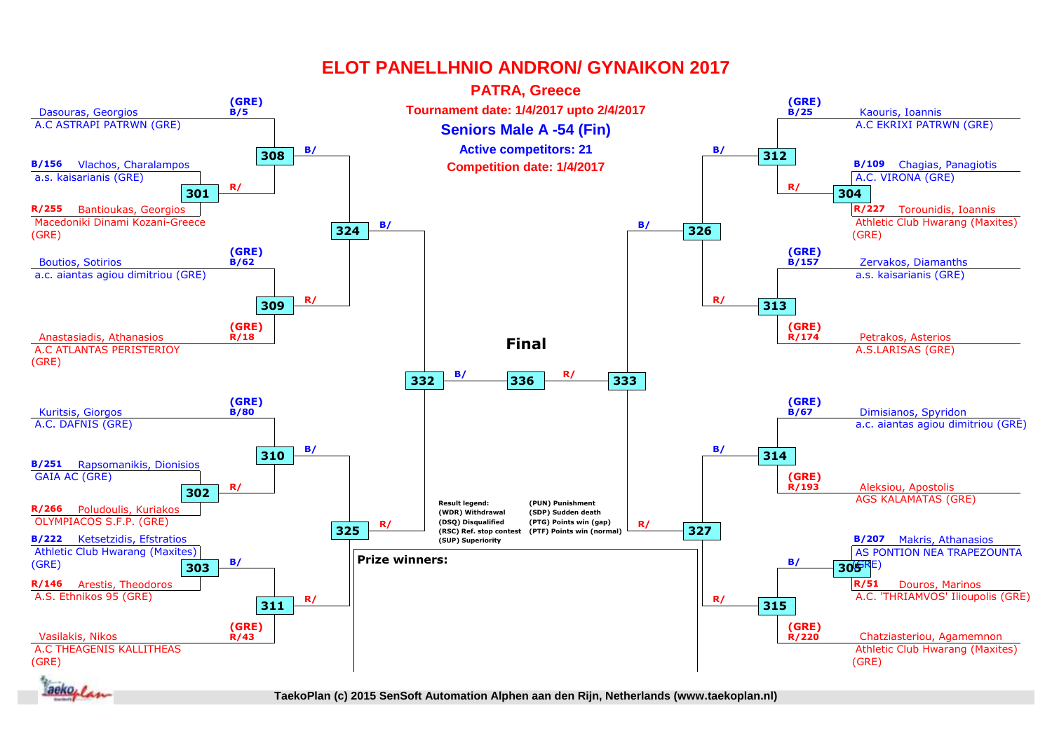# ELOT PANELLHNIO ANDRON/ GYNAIKON 2017

## PATRA, Greece

**Tournament date: 1/4/2017 upto 2/4/2017**

**Seniors Male A -54 (Fin)**

**Active competitors: 21**

**Competition date: 1/4/2017**

### Left bracket (upper half)

- (GRE) B/5 Dasouras, Georgios — A.C ASTRAPI PATRWN (GRE)
- B/156 Vlachos, Charalampos — a.s. kaisarianis (GRE)
- R/255 Bantioukas, Georgios — Macedoniki Dinami Kozani-Greece (GRE)
- (GRE) B/62 Boutios, Sotirios — a.c. aiantas agiou dimitriou (GRE)
- (GRE) R/18 Anastasiadis, Athanasios — A.C ATLANTAS PERISTERIOY (GRE)

Matches: 301 (Vlachos vs Bantioukas), 308 (Dasouras vs winner 301), 309 (Boutios vs Anastasiadis), 324 (winner 308 vs winner 309), 332

### Left bracket (lower half)

- (GRE) B/80 Kuritsis, Giorgos — A.C. DAFNIS (GRE)
- B/251 Rapsomanikis, Dionisios — GAIA AC (GRE)
- R/266 Poludoulis, Kuriakos — OLYMPIACOS S.F.P. (GRE)
- B/222 Ketsetzidis, Efstratios — Athletic Club Hwarang (Maxites) (GRE)
- R/146 Arestis, Theodoros — A.S. Ethnikos 95 (GRE)
- (GRE) R/43 Vasilakis, Nikos — A.C THEAGENIS KALLITHEAS (GRE)

Matches: 302 (Rapsomanikis vs Poludoulis), 303 (Ketsetzidis vs Arestis), 310 (Kuritsis vs winner 302), 311 (winner 303 vs Vasilakis), 325 (winner 310 vs winner 311), 332

### Right bracket (upper half)

- (GRE) B/25 Kaouris, Ioannis — A.C EKRIXI PATRWN (GRE)
- B/109 Chagias, Panagiotis — A.C. VIRONA (GRE)
- R/227 Torounidis, Ioannis — Athletic Club Hwarang (Maxites) (GRE)
- (GRE) B/157 Zervakos, Diamanths — a.s. kaisarianis (GRE)
- (GRE) R/174 Petrakos, Asterios — A.S.LARISAS (GRE)

Matches: 304 (Chagias vs Torounidis), 312 (Kaouris vs winner 304), 313 (Zervakos vs Petrakos), 326 (winner 312 vs winner 313), 333

### Right bracket (lower half)

- (GRE) B/67 Dimisianos, Spyridon — a.c. aiantas agiou dimitriou (GRE)
- (GRE) R/193 Aleksiou, Apostolis — AGS KALAMATAS (GRE)
- B/207 Makris, Athanasios — AS PONTION NEA TRAPEZOUNTA (GRE)
- R/51 Douros, Marinos — A.C. 'THRIAMVOS' Ilioupolis (GRE)
- (GRE) R/220 Chatziasteriou, Agamemnon — Athletic Club Hwarang (Maxites) (GRE)

Matches: 305 (Makris vs Douros), 314 (Dimisianos vs Aleksiou), 315 (winner 305 vs Chatziasteriou), 327 (winner 314 vs winner 315), 333

### Final

336 (B/ winner 332 vs R/ winner 333)

**Result legend:**

- (WDR) Withdrawal
- (DSQ) Disqualified
- (RSC) Ref. stop contest
- (SUP) Superiority
- (PUN) Punishment
- (SDP) Sudden death
- (PTG) Points win (gap)
- (PTF) Points win (normal)

**Prize winners:**

TaekoPlan (c) 2015 SenSoft Automation Alphen aan den Rijn, Netherlands (www.taekoplan.nl)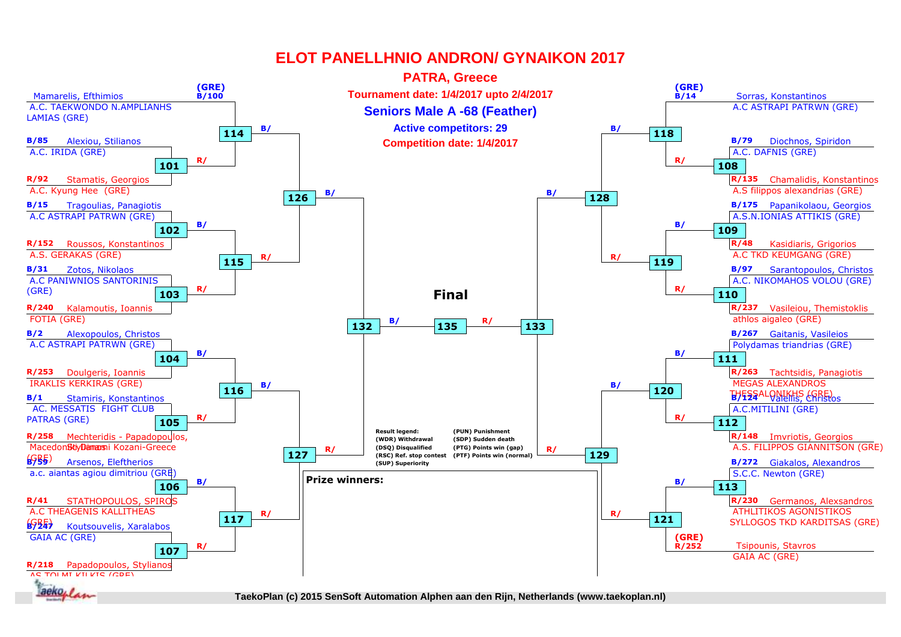# ELOT PANELLHNIO ANDRON/ GYNAIKON 2017

## PATRA, Greece

**Tournament date: 1/4/2017 upto 2/4/2017**

**Seniors Male A -68 (Feather)**

**Active competitors: 29**

**Competition date: 1/4/2017**

| Seed | Competitor | Club | Match |
|---|---|---|---|
| (GRE) B/100 | Mamarelis, Efthimios | A.C. TAEKWONDO N.AMPLIANHS LAMIAS (GRE) | 114 |
| B/85 | Alexiou, Stilianos | A.C. IRIDA (GRE) | 101 |
| R/92 | Stamatis, Georgios | A.C. Kyung Hee (GRE) | 101 |
| B/15 | Tragoulias, Panagiotis | A.C ASTRAPI PATRWN (GRE) | 102 |
| R/152 | Roussos, Konstantinos | A.S. GERAKAS (GRE) | 102 |
| B/31 | Zotos, Nikolaos | A.C PANIWNIOS SANTORINIS (GRE) | 103 |
| R/240 | Kalamoutis, Ioannis | FOTIA (GRE) | 103 |
| B/2 | Alexopoulos, Christos | A.C ASTRAPI PATRWN (GRE) | 104 |
| R/253 | Doulgeris, Ioannis | IRAKLIS KERKIRAS (GRE) | 104 |
| B/1 | Stamiris, Konstantinos | AC. MESSATIS FIGHT CLUB PATRAS (GRE) | 105 |
| R/258 | Mechteridis - Papadopoulos, Stylianos | Macedonski Dimori Kozani-Greece (GRE) | 105 |
| B/59 | Arsenos, Eleftherios | a.c. aiantas agiou dimitriou (GRE) | 106 |
| R/41 | STATHOPOULOS, SPIROS | A.C THEAGENIS KALLITHEAS (GRE) | 106 |
| B/247 | Koutsouvelis, Xaralabos | GAIA AC (GRE) | 107 |
| R/218 | Papadopoulos, Stylianos | AS TOLMI KILKIS (GRE) | 107 |
| (GRE) B/14 | Sorras, Konstantinos | A.C ASTRAPI PATRWN (GRE) | 118 |
| B/79 | Diochnos, Spiridon | A.C. DAFNIS (GRE) | 108 |
| R/135 | Chamalidis, Konstantinos | A.S filippos alexandrias (GRE) | 108 |
| B/175 | Papanikolaou, Georgios | A.S.N.IONIAS ATTIKIS (GRE) | 109 |
| R/48 | Kasidiaris, Grigorios | A.C TKD KEUMGANG (GRE) | 109 |
| B/97 | Sarantopoulos, Christos | A.C. NIKOMAHOS VOLOU (GRE) | 110 |
| R/237 | Vasileiou, Themistoklis | athlos aigaleo (GRE) | 110 |
| B/267 | Gaitanis, Vasileios | Polydamas triandrias (GRE) | 111 |
| R/263 | Tachtsidis, Panagiotis | MEGAS ALEXANDROS THESSALONIKHS (GRE) | 111 |
| B/124 | Valellis, Christos | A.C.MITILINI (GRE) | 112 |
| R/148 | Imvriotis, Georgios | A.S. FILIPPOS GIANNITSON (GRE) | 112 |
| B/272 | Giakalos, Alexandros | S.C.C. Newton (GRE) | 113 |
| R/230 | Germanos, Alexsandros | ATHLITIKOS AGONISTIKOS SYLLOGOS TKD KARDITSAS (GRE) | 113 |
| (GRE) R/252 | Tsipounis, Stavros | GAIA AC (GRE) | 121 |

**Bracket:**

- Round 2: 114 (Mamarelis vs winner 101), 115 (winner 102 vs winner 103), 116 (winner 104 vs winner 105), 117 (winner 106 vs winner 107), 118 (Sorras vs winner 108), 119 (winner 109 vs winner 110), 120 (winner 111 vs winner 112), 121 (winner 113 vs Tsipounis)
- Quarterfinals: 126 (114 vs 115), 127 (116 vs 117), 128 (118 vs 119), 129 (120 vs 121)
- Semifinals: 132 (126 vs 127), 133 (128 vs 129)
- **Final**: 135 (132 vs 133)

**Result legend:**

- (WDR) Withdrawal
- (DSQ) Disqualified
- (RSC) Ref. stop contest
- (SUP) Superiority
- (PUN) Punishment
- (SDP) Sudden death
- (PTG) Points win (gap)
- (PTF) Points win (normal)

**Prize winners:**

TaekoPlan (c) 2015 SenSoft Automation Alphen aan den Rijn, Netherlands (www.taekoplan.nl)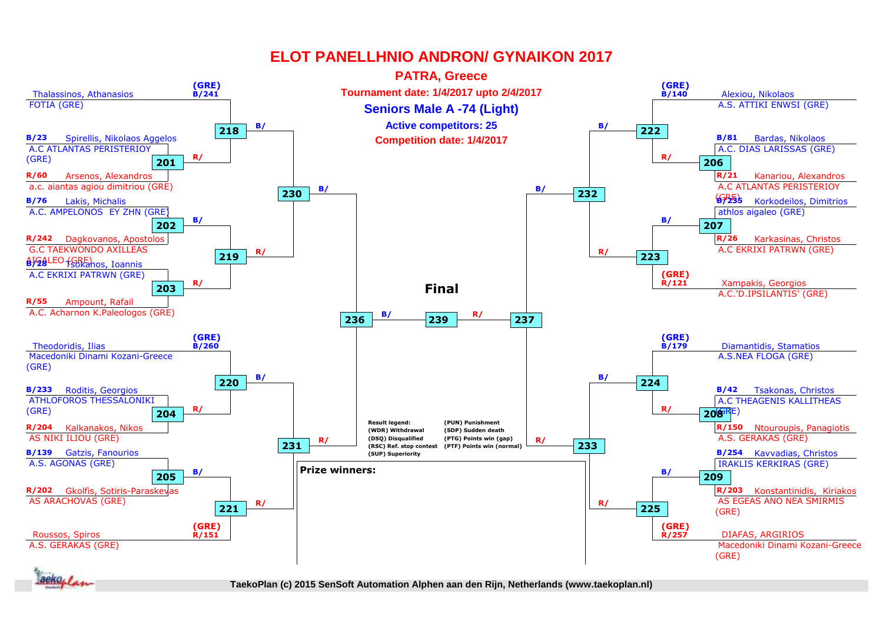# ELOT PANELLHNIO ANDRON/ GYNAIKON 2017

## PATRA, Greece

**Tournament date: 1/4/2017 upto 2/4/2017**

**Seniors Male A -74 (Light)**

**Active competitors: 25**

**Competition date: 1/4/2017**

### Left bracket

| Seed | Competitor | Club | Match |
|---|---|---|---|
| (GRE) B/241 | Thalassinos, Athanasios | FOTIA (GRE) | 218 |
| B/23 | Spirellis, Nikolaos Aggelos | A.C ATLANTAS PERISTERIOY (GRE) | 201 |
| R/60 | Arsenos, Alexandros | a.c. aiantas agiou dimitriou (GRE) | 201 |
| B/76 | Lakis, Michalis | A.C. AMPELONOS EY ZHN (GRE) | 202 |
| R/242 | Dagkovanos, Apostolos | G.C TAEKWONDO AXILLEAS AIGALEO (GRE) | 202 |
| B/28 | Tsokanos, Ioannis | A.C EKRIXI PATRWN (GRE) | 203 |
| R/55 | Ampount, Rafail | A.C. Acharnon K.Paleologos (GRE) | 203 |
| (GRE) B/260 | Theodoridis, Ilias | Macedoniki Dinami Kozani-Greece (GRE) | 220 |
| B/233 | Roditis, Georgios | ATHLOFOROS THESSALONIKI (GRE) | 204 |
| R/204 | Kalkanakos, Nikos | AS NIKI ILIOU (GRE) | 204 |
| B/139 | Gatzis, Fanourios | A.S. AGONAS (GRE) | 205 |
| R/202 | Gkolfis, Sotiris-Paraskevas | AS ARACHOVAS (GRE) | 205 |
| (GRE) R/151 | Roussos, Spiros | A.S. GERAKAS (GRE) | 221 |

Matches: 201 → 218 (R/); 218 (B/) → 230; 202 (B/) → 219; 203 (R/) → 219; 219 (R/) → 230; 230 (B/) → 236; 204 (R/) → 220; 220 (B/) → 231; 205 (B/) → 221; 221 (R/) → 231; 231 (R/) → 236

### Right bracket

| Seed | Competitor | Club | Match |
|---|---|---|---|
| (GRE) B/140 | Alexiou, Nikolaos | A.S. ATTIKI ENWSI (GRE) | 222 |
| B/81 | Bardas, Nikolaos | A.C. DIAS LARISSAS (GRE) | 206 |
| R/21 | Kanariou, Alexandros | A.C ATLANTAS PERISTERIOY (GRE) | 206 |
| B/235 | Korkodeilos, Dimitrios | athlos aigaleo (GRE) | 207 |
| R/26 | Karkasinas, Christos | A.C EKRIXI PATRWN (GRE) | 207 |
| (GRE) R/121 | Xampakis, Georgios | A.C.'D.IPSILANTIS' (GRE) | 223 |
| (GRE) B/179 | Diamantidis, Stamatios | A.S.NEA FLOGA (GRE) | 224 |
| B/42 | Tsakonas, Christos | A.C THEAGENIS KALLITHEAS (GRE) | 208 |
| R/150 | Ntouroupis, Panagiotis | A.S. GERAKAS (GRE) | 208 |
| B/254 | Kavvadias, Christos | IRAKLIS KERKIRAS (GRE) | 209 |
| R/203 | Konstantinidis, Kiriakos | AS EGEAS ANO NEA SMIRMIS (GRE) | 209 |
| (GRE) R/257 | DIAFAS, ARGIRIOS | Macedoniki Dinami Kozani-Greece (GRE) | 225 |

Matches: 206 (R/) → 222; 222 (B/) → 232; 207 (B/) → 223; 223 (R/) → 232; 232 (B/) → 237; 208 (R/) → 224; 224 (B/) → 233; 209 (B/) → 225; 225 (R/) → 233; 233 (R/) → 237

### Final

236 (B/) → 239 ← 237 (R/)

**Result legend:**

- (WDR) Withdrawal
- (DSQ) Disqualified
- (RSC) Ref. stop contest
- (SUP) Superiority
- (PUN) Punishment
- (SDP) Sudden death
- (PTG) Points win (gap)
- (PTF) Points win (normal)

**Prize winners:**

TaekoPlan (c) 2015 SenSoft Automation Alphen aan den Rijn, Netherlands (www.taekoplan.nl)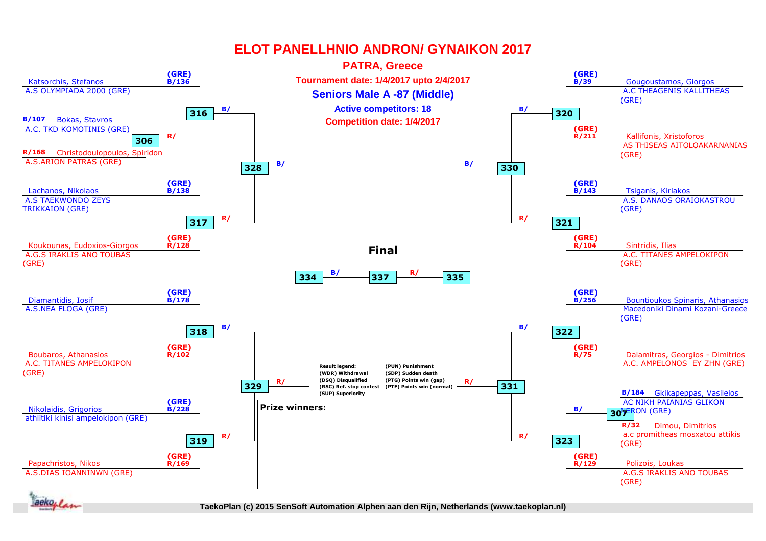# ELOT PANELLHNIO ANDRON/ GYNAIKON 2017

**PATRA, Greece**

**Tournament date: 1/4/2017 upto 2/4/2017**

**Seniors Male A -87 (Middle)**

**Active competitors: 18**

**Competition date: 1/4/2017**

Katsorchis, Stefanos (GRE) B/136
A.S OLYMPIADA 2000 (GRE)

316 B/

B/107 Bokas, Stavros
A.C. TKD KOMOTINIS (GRE)

306 R/

R/168 Christodoulopoulos, Spiridon
A.S.ARION PATRAS (GRE)

328 B/

Lachanos, Nikolaos (GRE) B/138
A.S TAEKWONDO ZEYS TRIKKAION (GRE)

317 R/

Koukounas, Eudoxios-Giorgos (GRE) R/128
A.G.S IRAKLIS ANO TOUBAS (GRE)

Diamantidis, Iosif (GRE) B/178
A.S.NEA FLOGA (GRE)

318 B/

Boubaros, Athanasios (GRE) R/102
A.C. TITANES AMPELOKIPON (GRE)

329 R/

Nikolaidis, Grigorios (GRE) B/228
athlitiki kinisi ampelokipon (GRE)

319 R/

Papachristos, Nikos (GRE) R/169
A.S.DIAS IOANNINWN (GRE)

**Final**

334 B/ — 337 R/ — 335

Gougoustamos, Giorgos (GRE) B/39
A.C THEAGENIS KALLITHEAS (GRE)

320 B/

Kallifonis, Xristoforos (GRE) R/211
AS THISEAS AITOLOAKARNANIAS (GRE)

330 B/

Tsiganis, Kiriakos (GRE) B/143
A.S. DANAOS ORAIOKASTROU (GRE)

321 R/

Sintridis, Ilias (GRE) R/104
A.C. TITANES AMPELOKIPON (GRE)

Bountioukos Spinaris, Athanasios (GRE) B/256
Macedoniki Dinami Kozani-Greece (GRE)

322 B/

Dalamitras, Georgios - Dimitrios (GRE) R/75
A.C. AMPELONOS EY ZHN (GRE)

331 R/

B/184 Gkikapeppas, Vasileios
AC NIKH PAIANIAS GLIKON NERON (GRE)

307 B/

R/32 Dimou, Dimitrios
a.c promitheas mosxatou attikis (GRE)

323 R/

Polizois, Loukas (GRE) R/129
A.G.S IRAKLIS ANO TOUBAS (GRE)

**Result legend:**
(WDR) Withdrawal
(DSQ) Disqualified
(RSC) Ref. stop contest
(SUP) Superiority
(PUN) Punishment
(SDP) Sudden death
(PTG) Points win (gap)
(PTF) Points win (normal)

**Prize winners:**

TaekoPlan (c) 2015 SenSoft Automation Alphen aan den Rijn, Netherlands (www.taekoplan.nl)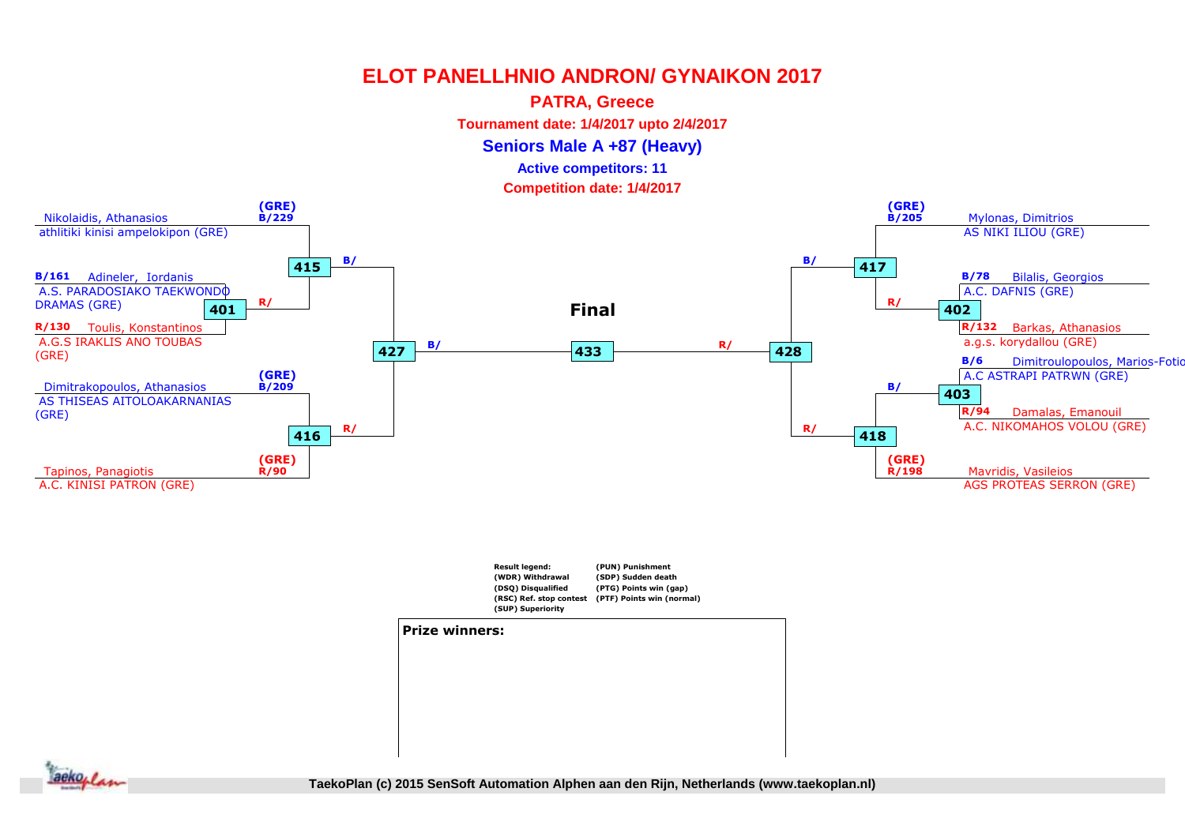# ELOT PANELLHNIO ANDRON/ GYNAIKON 2017

**PATRA, Greece**

**Tournament date: 1/4/2017 upto 2/4/2017**

**Seniors Male A +87 (Heavy)**

**Active competitors: 11**

**Competition date: 1/4/2017**

Nikolaidis, Athanasios (GRE) B/229
athlitiki kinisi ampelokipon (GRE)

415 B/

B/161 Adineler, Iordanis
A.S. PARADOSIAKO TAEKWONDO DRAMAS (GRE)

401 R/

R/130 Toulis, Konstantinos
A.G.S IRAKLIS ANO TOUBAS (GRE)

427 B/

Dimitrakopoulos, Athanasios (GRE) B/209
AS THISEAS AITOLOAKARNANIAS (GRE)

416 R/

Tapinos, Panagiotis (GRE) R/90
A.C. KINISI PATRON (GRE)

**Final**

433

R/ 428

Mylonas, Dimitrios (GRE) B/205
AS NIKI ILIOU (GRE)

B/ 417

B/78 Bilalis, Georgios
A.C. DAFNIS (GRE)

R/ 402

R/132 Barkas, Athanasios
a.g.s. korydallou (GRE)

B/6 Dimitroulopoulos, Marios-Fotio
A.C ASTRAPI PATRWN (GRE)

B/ 403

R/94 Damalas, Emanouil
A.C. NIKOMAHOS VOLOU (GRE)

R/ 418

Mavridis, Vasileios (GRE) R/198
AGS PROTEAS SERRON (GRE)

**Result legend:**
(WDR) Withdrawal
(DSQ) Disqualified
(RSC) Ref. stop contest
(SUP) Superiority
(PUN) Punishment
(SDP) Sudden death
(PTG) Points win (gap)
(PTF) Points win (normal)

**Prize winners:**

TaekoPlan (c) 2015 SenSoft Automation Alphen aan den Rijn, Netherlands (www.taekoplan.nl)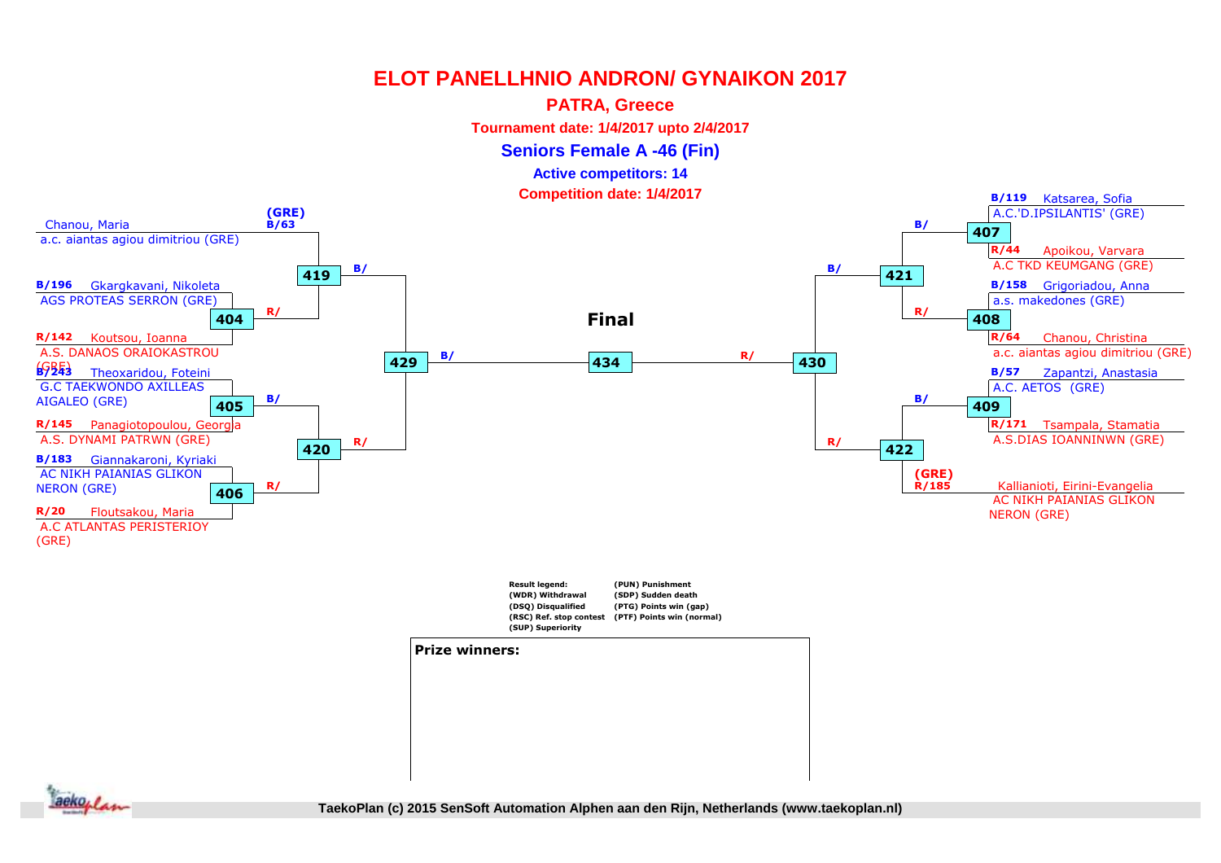# ELOT PANELLHNIO ANDRON/ GYNAIKON 2017

**PATRA, Greece**

**Tournament date: 1/4/2017 upto 2/4/2017**

**Seniors Female A -46 (Fin)**

**Active competitors: 14**

**Competition date: 1/4/2017**

## Left side of bracket

- (GRE) B/63 Chanou, Maria — a.c. aiantas agiou dimitriou (GRE)
- B/196 Gkargkavani, Nikoleta — AGS PROTEAS SERRON (GRE)
- R/142 Koutsou, Ioanna — A.S. DANAOS ORAIOKASTROU (GRE)
- B/243 Theoxaridou, Foteini — G.C TAEKWONDO AXILLEAS AIGALEO (GRE)
- R/145 Panagiotopoulou, Georgia — A.S. DYNAMI PATRWN (GRE)
- B/183 Giannakaroni, Kyriaki — AC NIKH PAIANIAS GLIKON NERON (GRE)
- R/20 Floutsakou, Maria — A.C ATLANTAS PERISTERIOY (GRE)

Matches:

- 404: B/196 vs R/142 → R/
- 405: B/243 vs R/145 → B/
- 406: B/183 vs R/20 → R/
- 419: B/63 vs winner 404 (R/) → B/
- 420: winner 405 (B/) vs winner 406 (R/) → R/
- 429: winner 419 (B/) vs winner 420 (R/) → B/

## Right side of bracket

- B/119 Katsarea, Sofia — A.C.'D.IPSILANTIS' (GRE)
- R/44 Apoikou, Varvara — A.C TKD KEUMGANG (GRE)
- B/158 Grigoriadou, Anna — a.s. makedones (GRE)
- R/64 Chanou, Christina — a.c. aiantas agiou dimitriou (GRE)
- B/57 Zapantzi, Anastasia — A.C. AETOS (GRE)
- R/171 Tsampala, Stamatia — A.S.DIAS IOANNINWN (GRE)
- (GRE) R/185 Kallianioti, Eirini-Evangelia — AC NIKH PAIANIAS GLIKON NERON (GRE)

Matches:

- 407: B/119 vs R/44 → B/
- 408: B/158 vs R/64 → R/
- 409: B/57 vs R/171 → B/
- 421: winner 407 (B/) vs winner 408 (R/) → B/
- 422: winner 409 (B/) vs R/185 → R/
- 430: winner 421 (B/) vs winner 422 (R/) → R/

## Final

- 434: winner 429 (B/) vs winner 430 (R/)

**Result legend:**
- (WDR) Withdrawal
- (DSQ) Disqualified
- (RSC) Ref. stop contest
- (SUP) Superiority
- (PUN) Punishment
- (SDP) Sudden death
- (PTG) Points win (gap)
- (PTF) Points win (normal)

**Prize winners:**

TaekoPlan (c) 2015 SenSoft Automation Alphen aan den Rijn, Netherlands (www.taekoplan.nl)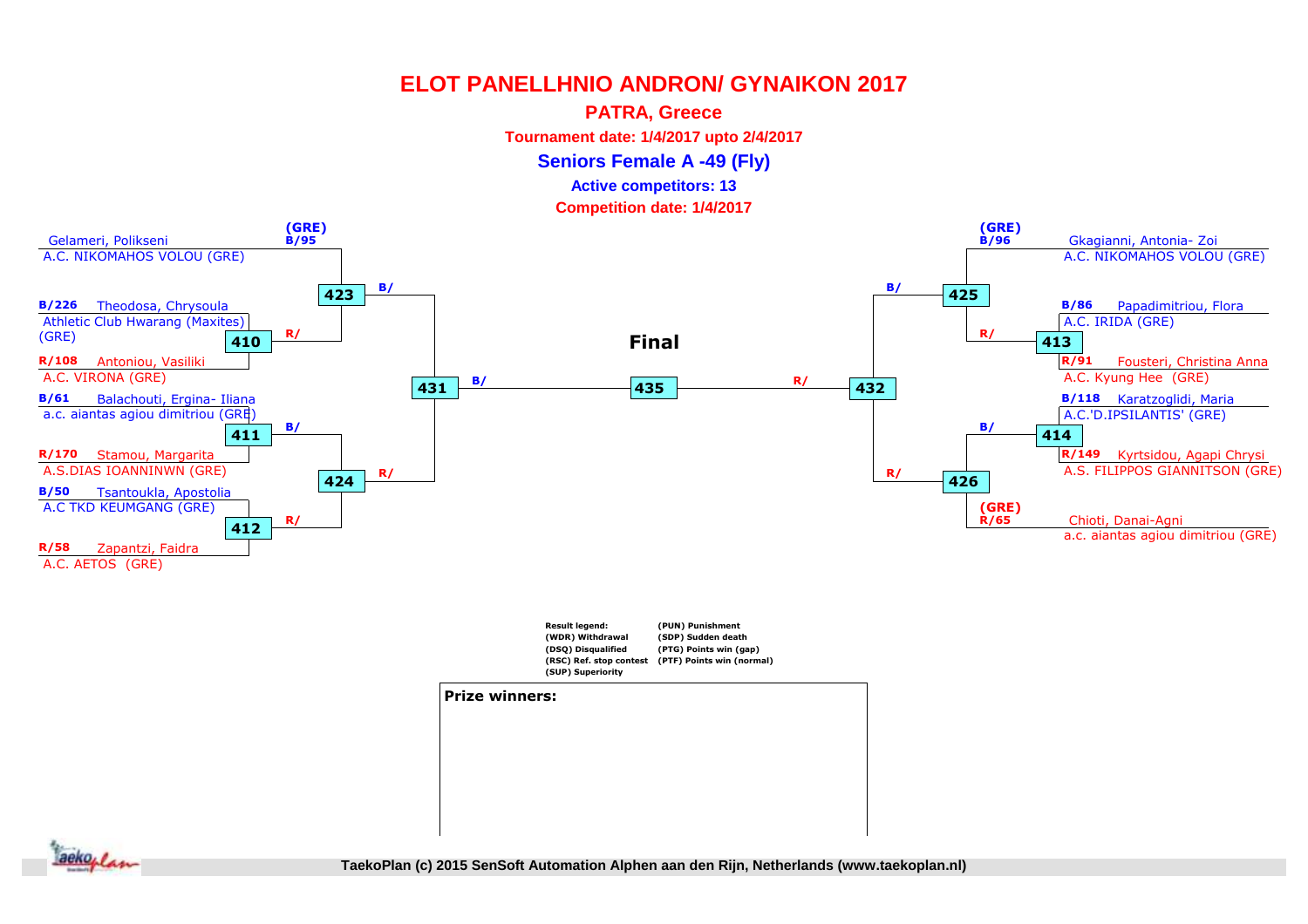# ELOT PANELLHNIO ANDRON/ GYNAIKON 2017

**PATRA, Greece**

**Tournament date: 1/4/2017 upto 2/4/2017**

## Seniors Female A -49 (Fly)

**Active competitors: 13**

**Competition date: 1/4/2017**

### Left side of bracket

| Seed | Competitor | Club | Match |
|---|---|---|---|
| (GRE) B/95 | Gelameri, Polikseni | A.C. NIKOMAHOS VOLOU (GRE) | 423 |
| B/226 | Theodosa, Chrysoula | Athletic Club Hwarang (Maxites) (GRE) | 410 |
| R/108 | Antoniou, Vasiliki | A.C. VIRONA (GRE) | 410 |
| B/61 | Balachouti, Ergina- Iliana | a.c. aiantas agiou dimitriou (GRE) | 411 |
| R/170 | Stamou, Margarita | A.S.DIAS IOANNINWN (GRE) | 411 |
| B/50 | Tsantoukla, Apostolia | A.C TKD KEUMGANG (GRE) | 412 |
| R/58 | Zapantzi, Faidra | A.C. AETOS (GRE) | 412 |

- 410 (R/) → 423
- 411 (B/) → 424
- 412 (R/) → 424
- 423 (B/) → 431
- 424 (R/) → 431
- 431 (B/) → 435

### Right side of bracket

| Seed | Competitor | Club | Match |
|---|---|---|---|
| (GRE) B/96 | Gkagianni, Antonia- Zoi | A.C. NIKOMAHOS VOLOU (GRE) | 425 |
| B/86 | Papadimitriou, Flora | A.C. IRIDA (GRE) | 413 |
| R/91 | Fousteri, Christina Anna | A.C. Kyung Hee (GRE) | 413 |
| B/118 | Karatzoglidi, Maria | A.C.'D.IPSILANTIS' (GRE) | 414 |
| R/149 | Kyrtsidou, Agapi Chrysi | A.S. FILIPPOS GIANNITSON (GRE) | 414 |
| (GRE) R/65 | Chioti, Danai-Agni | a.c. aiantas agiou dimitriou (GRE) | 426 |

- 413 (R/) → 425
- 414 (B/) → 426
- 425 (B/) → 432
- 426 (R/) → 432
- 432 (R/) → 435

### Final

435

**Result legend:**
(WDR) Withdrawal
(DSQ) Disqualified
(RSC) Ref. stop contest
(SUP) Superiority
(PUN) Punishment
(SDP) Sudden death
(PTG) Points win (gap)
(PTF) Points win (normal)

**Prize winners:**

TaekoPlan (c) 2015 SenSoft Automation Alphen aan den Rijn, Netherlands (www.taekoplan.nl)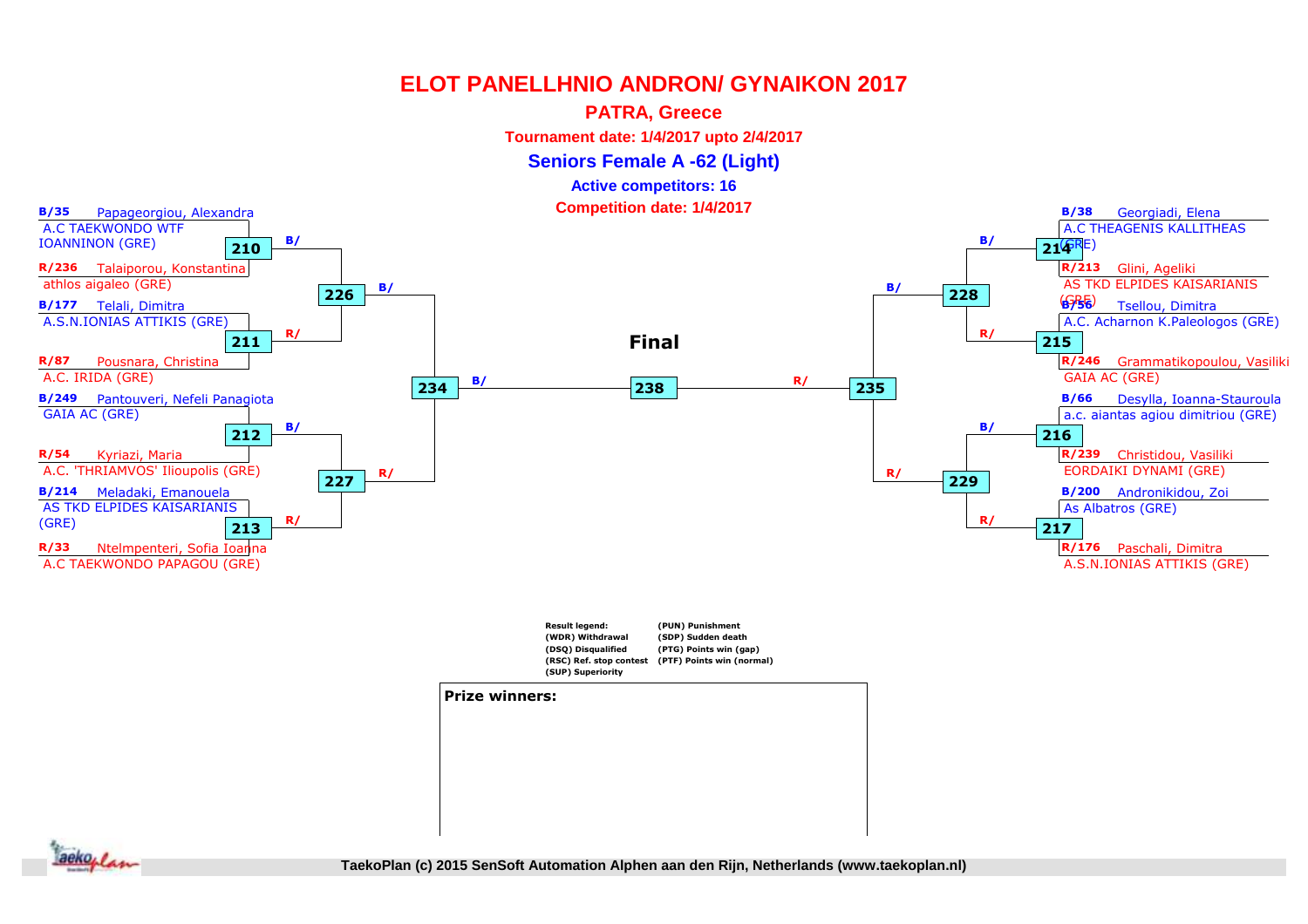# ELOT PANELLHNIO ANDRON/ GYNAIKON 2017

**PATRA, Greece**

**Tournament date: 1/4/2017 upto 2/4/2017**

**Seniors Female A -62 (Light)**

**Active competitors: 16**

**Competition date: 1/4/2017**

**B/35** Papageorgiou, Alexandra
A.C TAEKWONDO WTF IOANNINON (GRE)

**210** B/

**R/236** Talaiporou, Konstantina
athlos aigaleo (GRE)

**226** B/

**B/177** Telali, Dimitra
A.S.N.IONIAS ATTIKIS (GRE)

**211** R/

**R/87** Pousnara, Christina
A.C. IRIDA (GRE)

**234** B/

**B/249** Pantouveri, Nefeli Panagiota
GAIA AC (GRE)

**212** B/

**R/54** Kyriazi, Maria
A.C. 'THRIAMVOS' Ilioupolis (GRE)

**227** R/

**B/214** Meladaki, Emanouela
AS TKD ELPIDES KAISARIANIS (GRE)

**213** R/

**R/33** Ntelmpenteri, Sofia Ioanna
A.C TAEKWONDO PAPAGOU (GRE)

**Final**

**238**

**B/38** Georgiadi, Elena
A.C THEAGENIS KALLITHEAS (GRE)

**214** B/

**R/213** Glini, Ageliki
AS TKD ELPIDES KAISARIANIS (GRE)

**228** B/

**B/56** Tsellou, Dimitra
A.C. Acharnon K.Paleologos (GRE)

**215** R/

**R/246** Grammatikopoulou, Vasiliki
GAIA AC (GRE)

**235** R/

**B/66** Desylla, Ioanna-Stauroula
a.c. aiantas agiou dimitriou (GRE)

**216** B/

**R/239** Christidou, Vasiliki
EORDAIKI DYNAMI (GRE)

**229** R/

**B/200** Andronikidou, Zoi
As Albatros (GRE)

**217** R/

**R/176** Paschali, Dimitra
A.S.N.IONIAS ATTIKIS (GRE)

**Result legend:**
(WDR) Withdrawal
(DSQ) Disqualified
(RSC) Ref. stop contest
(SUP) Superiority
(PUN) Punishment
(SDP) Sudden death
(PTG) Points win (gap)
(PTF) Points win (normal)

**Prize winners:**

TaekoPlan (c) 2015 SenSoft Automation Alphen aan den Rijn, Netherlands (www.taekoplan.nl)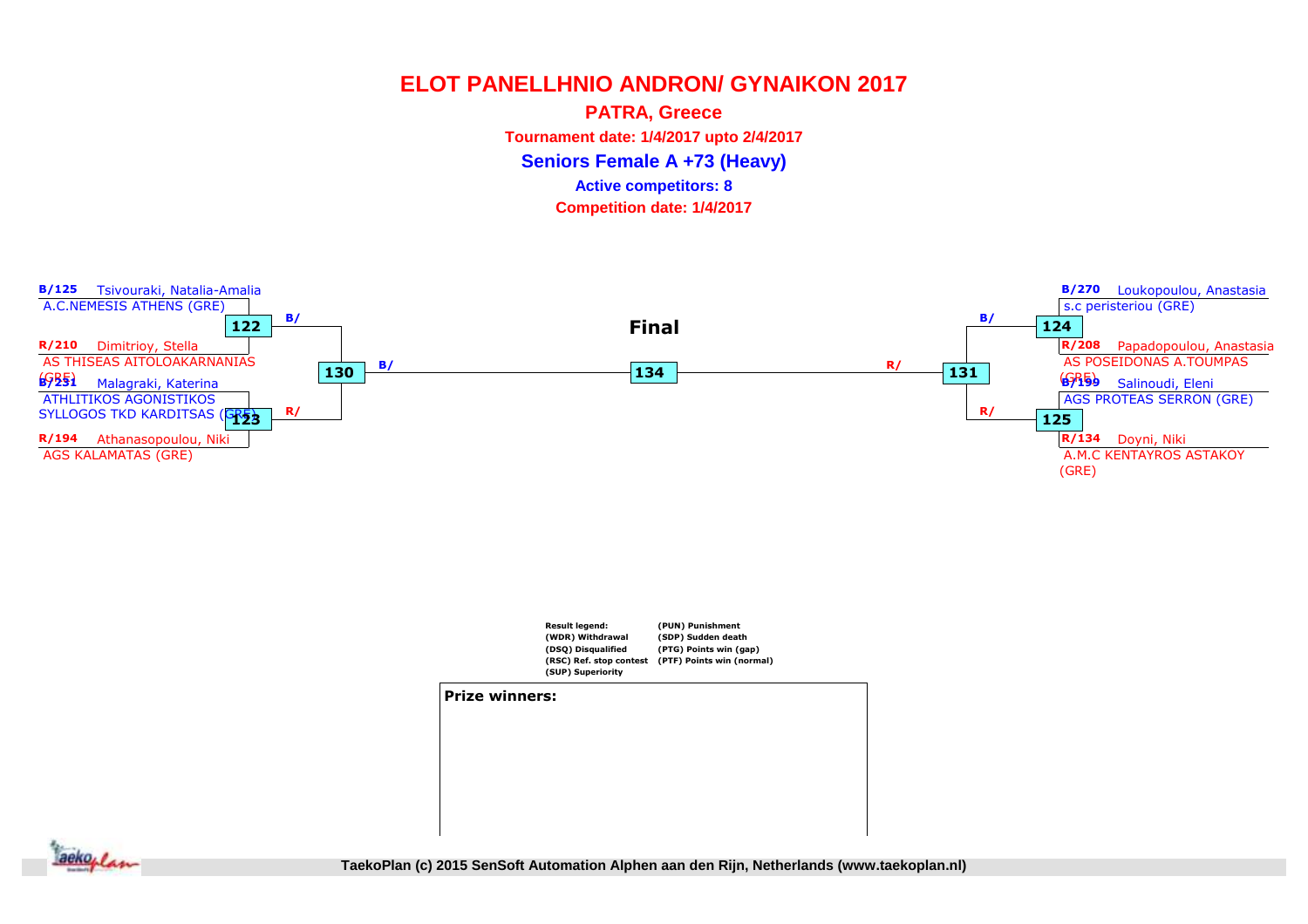# ELOT PANELLHNIO ANDRON/ GYNAIKON 2017

**PATRA, Greece**

**Tournament date: 1/4/2017 upto 2/4/2017**

**Seniors Female A +73 (Heavy)**

**Active competitors: 8**

**Competition date: 1/4/2017**

**B/125** Tsivouraki, Natalia-Amalia
A.C.NEMESIS ATHENS (GRE)

**R/210** Dimitrioy, Stella
AS THISEAS AITOLOAKARNANIAS (GRE)

**B/231** Malagraki, Katerina
ATHLITIKOS AGONISTIKOS SYLLOGOS TKD KARDITSAS (GRE)

**R/194** Athanasopoulou, Niki
AGS KALAMATAS (GRE)

122 B/

123 R/

130 B/

**Final**

134

131 R/

124 B/

125 R/

**B/270** Loukopoulou, Anastasia
s.c peristeriou (GRE)

**R/208** Papadopoulou, Anastasia
AS POSEIDONAS A.TOUMPAS (GRE)

**B/199** Salinoudi, Eleni
AGS PROTEAS SERRON (GRE)

**R/134** Doyni, Niki
A.M.C KENTAYROS ASTAKOY (GRE)

**Result legend:**
(WDR) Withdrawal
(DSQ) Disqualified
(RSC) Ref. stop contest
(SUP) Superiority
(PUN) Punishment
(SDP) Sudden death
(PTG) Points win (gap)
(PTF) Points win (normal)

**Prize winners:**

TaekoPlan (c) 2015 SenSoft Automation Alphen aan den Rijn, Netherlands (www.taekoplan.nl)